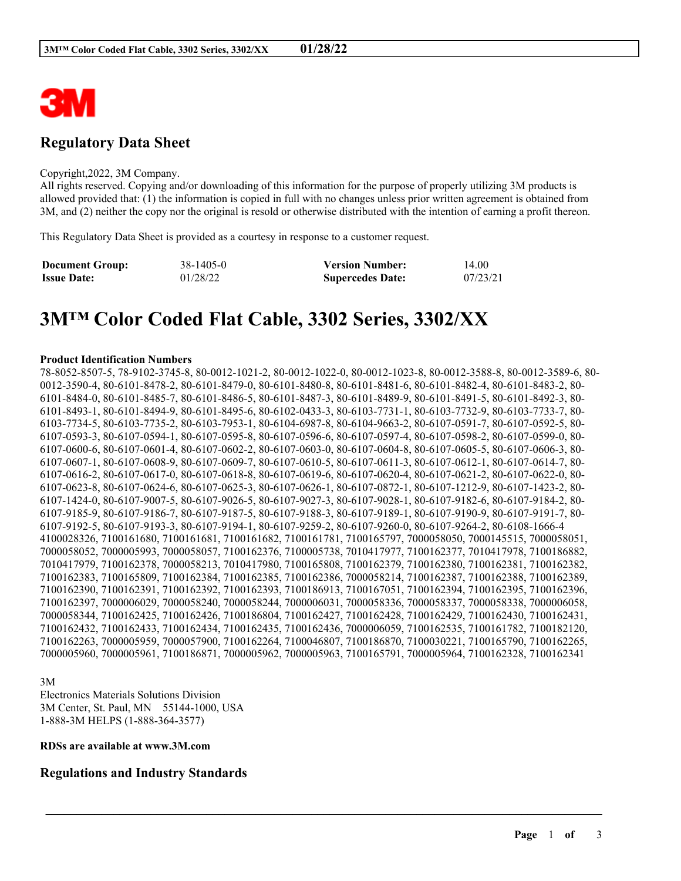3M

## Regulatory Data Sheet

Copyright,2022, 3M Company.
All rights reserved. Copying and/or downloading of this information for the purpose of properly utilizing 3M products is allowed provided that: (1) the information is copied in full with no changes unless prior written agreement is obtained from 3M, and (2) neither the copy nor the original is resold or otherwise distributed with the intention of earning a profit thereon.

This Regulatory Data Sheet is provided as a courtesy in response to a customer request.

| **Document Group:** | 38-1405-0 | **Version Number:** | 14.00 |
|---|---|---|---|
| **Issue Date:** | 01/28/22 | **Supercedes Date:** | 07/23/21 |

# 3M™ Color Coded Flat Cable, 3302 Series, 3302/XX

**Product Identification Numbers**

78-8052-8507-5, 78-9102-3745-8, 80-0012-1021-2, 80-0012-1022-0, 80-0012-1023-8, 80-0012-3588-8, 80-0012-3589-6, 80-0012-3590-4, 80-6101-8478-2, 80-6101-8479-0, 80-6101-8480-8, 80-6101-8481-6, 80-6101-8482-4, 80-6101-8483-2, 80-6101-8484-0, 80-6101-8485-7, 80-6101-8486-5, 80-6101-8487-3, 80-6101-8489-9, 80-6101-8491-5, 80-6101-8492-3, 80-6101-8493-1, 80-6101-8494-9, 80-6101-8495-6, 80-6102-0433-3, 80-6103-7731-1, 80-6103-7732-9, 80-6103-7733-7, 80-6103-7734-5, 80-6103-7735-2, 80-6103-7953-1, 80-6104-6987-8, 80-6104-9663-2, 80-6107-0591-7, 80-6107-0592-5, 80-6107-0593-3, 80-6107-0594-1, 80-6107-0595-8, 80-6107-0596-6, 80-6107-0597-4, 80-6107-0598-2, 80-6107-0599-0, 80-6107-0600-6, 80-6107-0601-4, 80-6107-0602-2, 80-6107-0603-0, 80-6107-0604-8, 80-6107-0605-5, 80-6107-0606-3, 80-6107-0607-1, 80-6107-0608-9, 80-6107-0609-7, 80-6107-0610-5, 80-6107-0611-3, 80-6107-0612-1, 80-6107-0614-7, 80-6107-0616-2, 80-6107-0617-0, 80-6107-0618-8, 80-6107-0619-6, 80-6107-0620-4, 80-6107-0621-2, 80-6107-0622-0, 80-6107-0623-8, 80-6107-0624-6, 80-6107-0625-3, 80-6107-0626-1, 80-6107-0872-1, 80-6107-1212-9, 80-6107-1423-2, 80-6107-1424-0, 80-6107-9007-5, 80-6107-9026-5, 80-6107-9027-3, 80-6107-9028-1, 80-6107-9182-6, 80-6107-9184-2, 80-6107-9185-9, 80-6107-9186-7, 80-6107-9187-5, 80-6107-9188-3, 80-6107-9189-1, 80-6107-9190-9, 80-6107-9191-7, 80-6107-9192-5, 80-6107-9193-3, 80-6107-9194-1, 80-6107-9259-2, 80-6107-9260-0, 80-6107-9264-2, 80-6108-1666-4
4100028326, 7100161680, 7100161681, 7100161682, 7100161781, 7100165797, 7000058050, 7000145515, 7000058051, 7000058052, 7000005993, 7000058057, 7100162376, 7100005738, 7010417977, 7100162377, 7010417978, 7100186882, 7010417979, 7100162378, 7000058213, 7010417980, 7100165808, 7100162379, 7100162380, 7100162381, 7100162382, 7100162383, 7100165809, 7100162384, 7100162385, 7100162386, 7000058214, 7100162387, 7100162388, 7100162389, 7100162390, 7100162391, 7100162392, 7100162393, 7100186913, 7100167051, 7100162394, 7100162395, 7100162396, 7100162397, 7000006029, 7000058240, 7000058244, 7000006031, 7000058336, 7000058337, 7000058338, 7000006058, 7000058344, 7100162425, 7100162426, 7100186804, 7100162427, 7100162428, 7100162429, 7100162430, 7100162431, 7100162432, 7100162433, 7100162434, 7100162435, 7100162436, 7000006059, 7100162535, 7100161782, 7100182120, 7100162263, 7000005959, 7000057900, 7100162264, 7100046807, 7100186870, 7100030221, 7100165790, 7100162265, 7000005960, 7000005961, 7100186871, 7000005962, 7000005963, 7100165791, 7000005964, 7100162328, 7100162341

3M
Electronics Materials Solutions Division
3M Center, St. Paul, MN 55144-1000, USA
1-888-3M HELPS (1-888-364-3577)

**RDSs are available at www.3M.com**

## Regulations and Industry Standards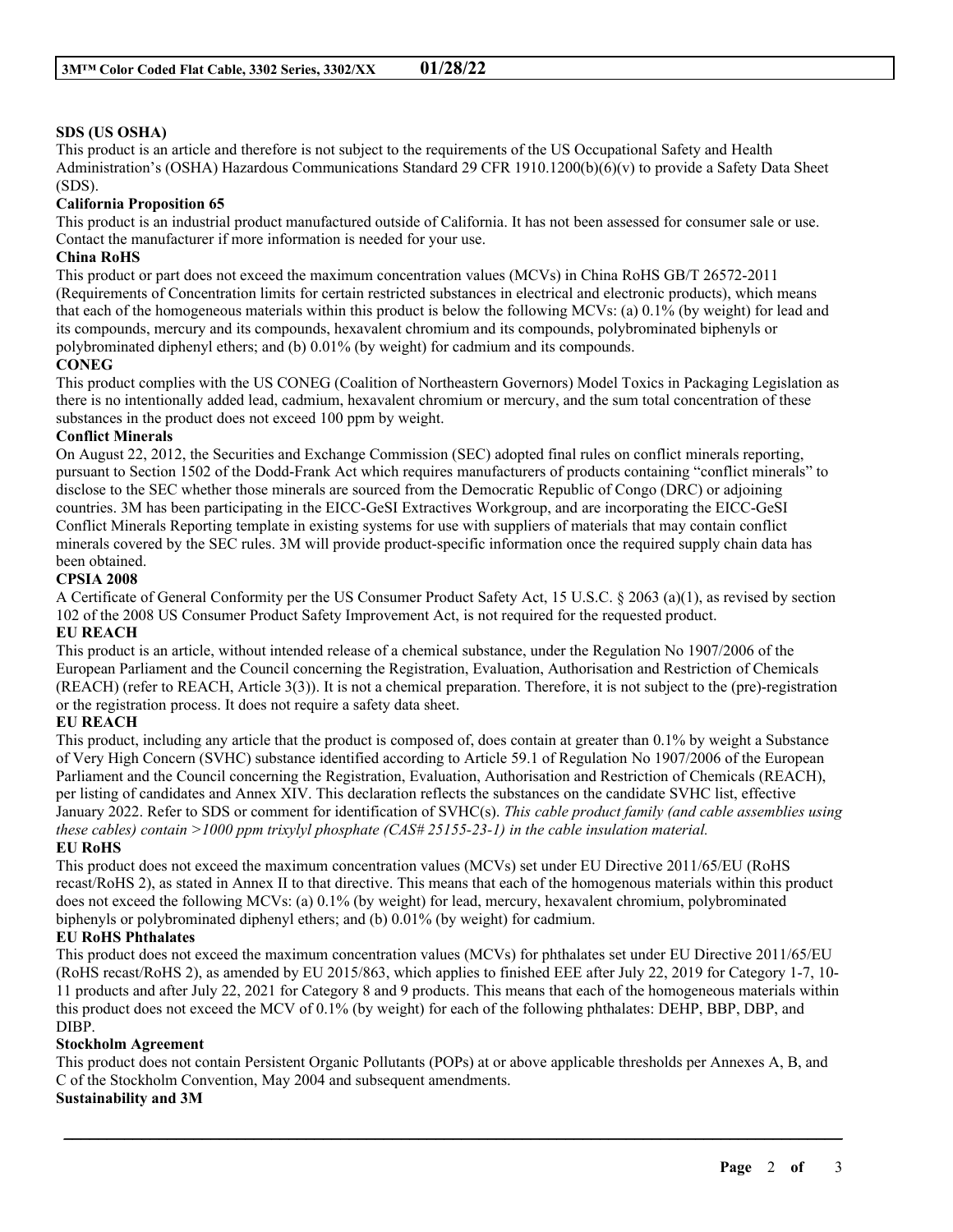**SDS (US OSHA)**

This product is an article and therefore is not subject to the requirements of the US Occupational Safety and Health Administration's (OSHA) Hazardous Communications Standard 29 CFR 1910.1200(b)(6)(v) to provide a Safety Data Sheet (SDS).

**California Proposition 65**

This product is an industrial product manufactured outside of California. It has not been assessed for consumer sale or use. Contact the manufacturer if more information is needed for your use.

**China RoHS**

This product or part does not exceed the maximum concentration values (MCVs) in China RoHS GB/T 26572-2011 (Requirements of Concentration limits for certain restricted substances in electrical and electronic products), which means that each of the homogeneous materials within this product is below the following MCVs: (a) 0.1% (by weight) for lead and its compounds, mercury and its compounds, hexavalent chromium and its compounds, polybrominated biphenyls or polybrominated diphenyl ethers; and (b) 0.01% (by weight) for cadmium and its compounds.

**CONEG**

This product complies with the US CONEG (Coalition of Northeastern Governors) Model Toxics in Packaging Legislation as there is no intentionally added lead, cadmium, hexavalent chromium or mercury, and the sum total concentration of these substances in the product does not exceed 100 ppm by weight.

**Conflict Minerals**

On August 22, 2012, the Securities and Exchange Commission (SEC) adopted final rules on conflict minerals reporting, pursuant to Section 1502 of the Dodd-Frank Act which requires manufacturers of products containing "conflict minerals" to disclose to the SEC whether those minerals are sourced from the Democratic Republic of Congo (DRC) or adjoining countries. 3M has been participating in the EICC-GeSI Extractives Workgroup, and are incorporating the EICC-GeSI Conflict Minerals Reporting template in existing systems for use with suppliers of materials that may contain conflict minerals covered by the SEC rules. 3M will provide product-specific information once the required supply chain data has been obtained.

**CPSIA 2008**

A Certificate of General Conformity per the US Consumer Product Safety Act, 15 U.S.C. § 2063 (a)(1), as revised by section 102 of the 2008 US Consumer Product Safety Improvement Act, is not required for the requested product.

**EU REACH**

This product is an article, without intended release of a chemical substance, under the Regulation No 1907/2006 of the European Parliament and the Council concerning the Registration, Evaluation, Authorisation and Restriction of Chemicals (REACH) (refer to REACH, Article 3(3)). It is not a chemical preparation. Therefore, it is not subject to the (pre)-registration or the registration process. It does not require a safety data sheet.

**EU REACH**

This product, including any article that the product is composed of, does contain at greater than 0.1% by weight a Substance of Very High Concern (SVHC) substance identified according to Article 59.1 of Regulation No 1907/2006 of the European Parliament and the Council concerning the Registration, Evaluation, Authorisation and Restriction of Chemicals (REACH), per listing of candidates and Annex XIV. This declaration reflects the substances on the candidate SVHC list, effective January 2022. Refer to SDS or comment for identification of SVHC(s). *This cable product family (and cable assemblies using these cables) contain >1000 ppm trixylyl phosphate (CAS# 25155-23-1) in the cable insulation material.*

**EU RoHS**

This product does not exceed the maximum concentration values (MCVs) set under EU Directive 2011/65/EU (RoHS recast/RoHS 2), as stated in Annex II to that directive. This means that each of the homogenous materials within this product does not exceed the following MCVs: (a) 0.1% (by weight) for lead, mercury, hexavalent chromium, polybrominated biphenyls or polybrominated diphenyl ethers; and (b) 0.01% (by weight) for cadmium.

**EU RoHS Phthalates**

This product does not exceed the maximum concentration values (MCVs) for phthalates set under EU Directive 2011/65/EU (RoHS recast/RoHS 2), as amended by EU 2015/863, which applies to finished EEE after July 22, 2019 for Category 1-7, 10-11 products and after July 22, 2021 for Category 8 and 9 products. This means that each of the homogeneous materials within this product does not exceed the MCV of 0.1% (by weight) for each of the following phthalates: DEHP, BBP, DBP, and DIBP.

**Stockholm Agreement**

This product does not contain Persistent Organic Pollutants (POPs) at or above applicable thresholds per Annexes A, B, and C of the Stockholm Convention, May 2004 and subsequent amendments.

**Sustainability and 3M**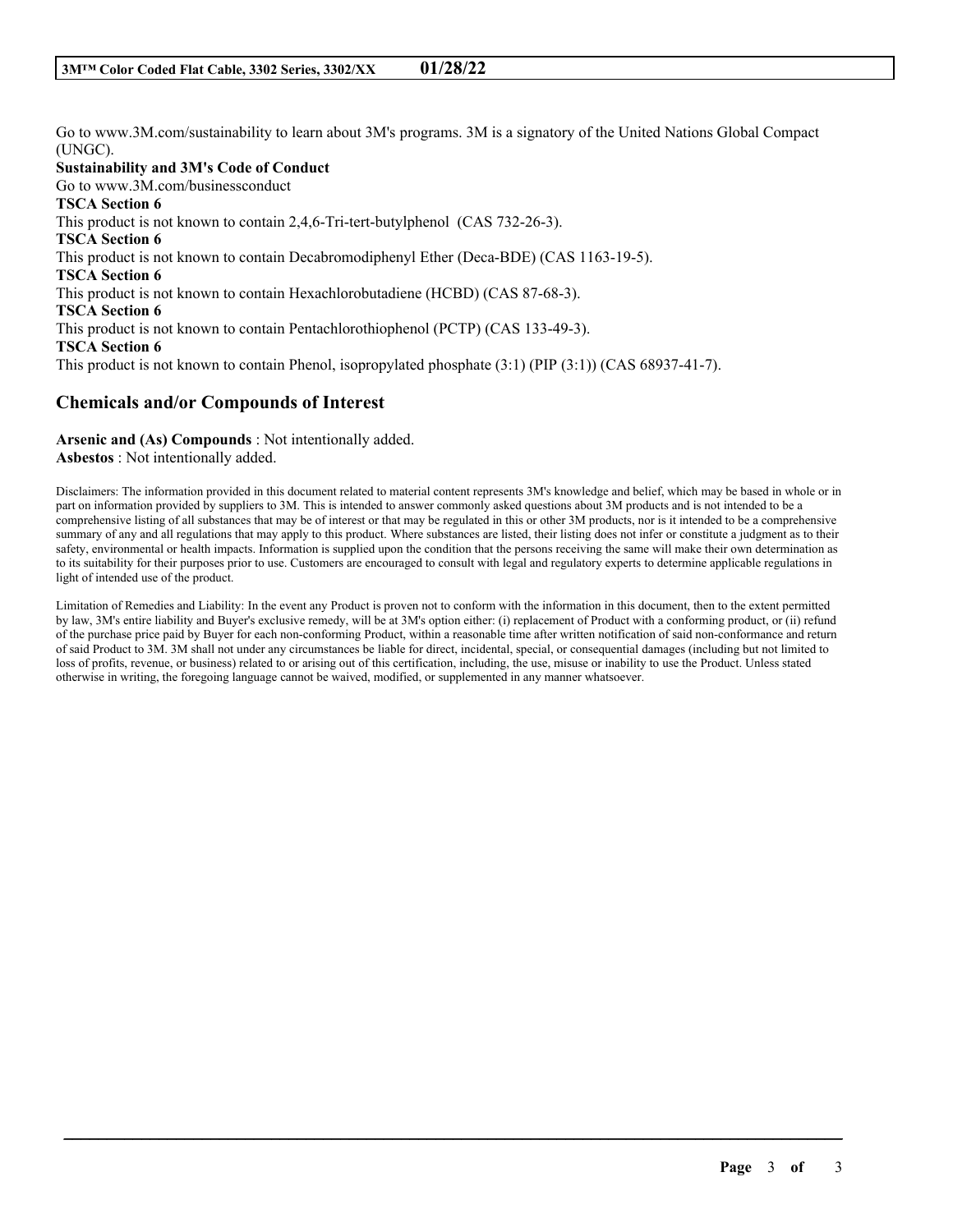Go to www.3M.com/sustainability to learn about 3M's programs. 3M is a signatory of the United Nations Global Compact (UNGC).

**Sustainability and 3M's Code of Conduct**

Go to www.3M.com/businessconduct

**TSCA Section 6**

This product is not known to contain 2,4,6-Tri-tert-butylphenol (CAS 732-26-3).

**TSCA Section 6**

This product is not known to contain Decabromodiphenyl Ether (Deca-BDE) (CAS 1163-19-5).

**TSCA Section 6**

This product is not known to contain Hexachlorobutadiene (HCBD) (CAS 87-68-3).

**TSCA Section 6**

This product is not known to contain Pentachlorothiophenol (PCTP) (CAS 133-49-3).

**TSCA Section 6**

This product is not known to contain Phenol, isopropylated phosphate (3:1) (PIP (3:1)) (CAS 68937-41-7).

## Chemicals and/or Compounds of Interest

**Arsenic and (As) Compounds** : Not intentionally added.
**Asbestos** : Not intentionally added.

Disclaimers: The information provided in this document related to material content represents 3M's knowledge and belief, which may be based in whole or in part on information provided by suppliers to 3M. This is intended to answer commonly asked questions about 3M products and is not intended to be a comprehensive listing of all substances that may be of interest or that may be regulated in this or other 3M products, nor is it intended to be a comprehensive summary of any and all regulations that may apply to this product. Where substances are listed, their listing does not infer or constitute a judgment as to their safety, environmental or health impacts. Information is supplied upon the condition that the persons receiving the same will make their own determination as to its suitability for their purposes prior to use. Customers are encouraged to consult with legal and regulatory experts to determine applicable regulations in light of intended use of the product.

Limitation of Remedies and Liability: In the event any Product is proven not to conform with the information in this document, then to the extent permitted by law, 3M's entire liability and Buyer's exclusive remedy, will be at 3M's option either: (i) replacement of Product with a conforming product, or (ii) refund of the purchase price paid by Buyer for each non-conforming Product, within a reasonable time after written notification of said non-conformance and return of said Product to 3M. 3M shall not under any circumstances be liable for direct, incidental, special, or consequential damages (including but not limited to loss of profits, revenue, or business) related to or arising out of this certification, including, the use, misuse or inability to use the Product. Unless stated otherwise in writing, the foregoing language cannot be waived, modified, or supplemented in any manner whatsoever.